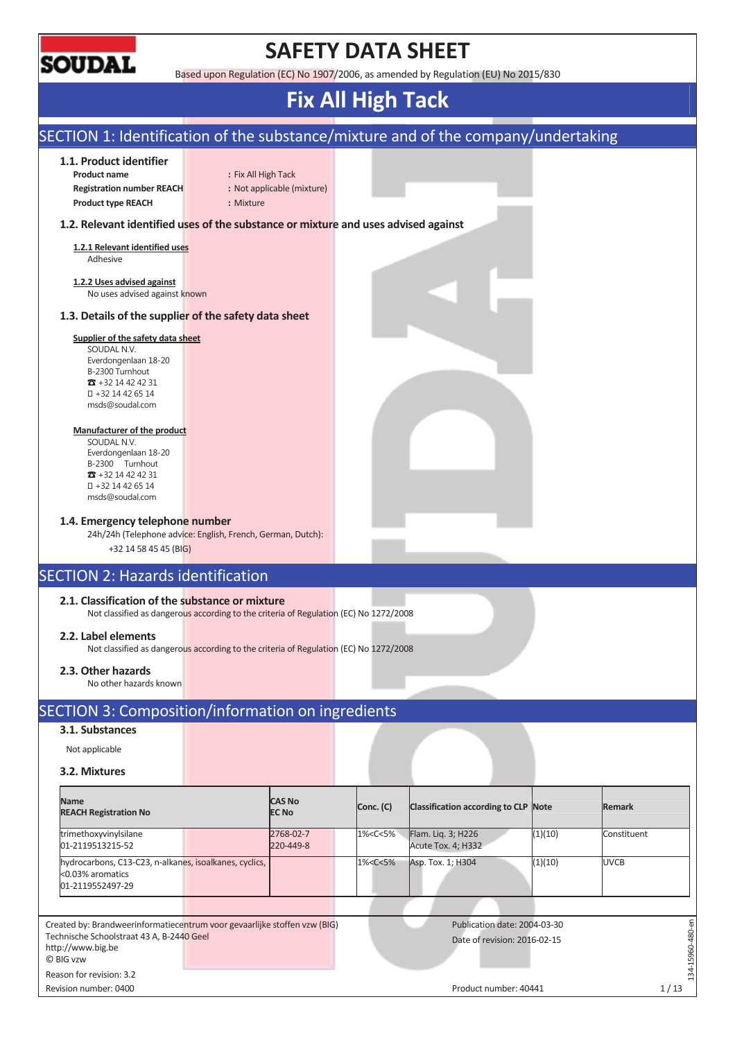# SAFETY DATA SHEET

Based upon Regulation (EC) No 1907/2006, as amended by Regulation (EU) No 2015/830

# Fix All High Tack

## SECTION 1: Identification of the substance/mixture and of the company/undertaking

### 1.1. Product identifier

**Product name** : Fix All High Tack
**Registration number REACH** : Not applicable (mixture)
**Product type REACH** : Mixture

### 1.2. Relevant identified uses of the substance or mixture and uses advised against

**1.2.1 Relevant identified uses**

Adhesive

**1.2.2 Uses advised against**

No uses advised against known

### 1.3. Details of the supplier of the safety data sheet

**Supplier of the safety data sheet**

SOUDAL N.V.
Everdongenlaan 18-20
B-2300 Turnhout
☎ +32 14 42 42 31
+32 14 42 65 14
msds@soudal.com

**Manufacturer of the product**

SOUDAL N.V.
Everdongenlaan 18-20
B-2300 Turnhout
☎ +32 14 42 42 31
+32 14 42 65 14
msds@soudal.com

### 1.4. Emergency telephone number

24h/24h (Telephone advice: English, French, German, Dutch):
+32 14 58 45 45 (BIG)

## SECTION 2: Hazards identification

### 2.1. Classification of the substance or mixture

Not classified as dangerous according to the criteria of Regulation (EC) No 1272/2008

### 2.2. Label elements

Not classified as dangerous according to the criteria of Regulation (EC) No 1272/2008

### 2.3. Other hazards

No other hazards known

## SECTION 3: Composition/information on ingredients

### 3.1. Substances

Not applicable

### 3.2. Mixtures

| Name<br>REACH Registration No | CAS No<br>EC No | Conc. (C) | Classification according to CLP | Note | Remark |
|---|---|---|---|---|---|
| trimethoxyvinylsilane<br>01-2119513215-52 | 2768-02-7<br>220-449-8 | 1%<C<5% | Flam. Liq. 3; H226<br>Acute Tox. 4; H332 | (1)(10) | Constituent |
| hydrocarbons, C13-C23, n-alkanes, isoalkanes, cyclics, <0.03% aromatics<br>01-2119552497-29 | | 1%<C<5% | Asp. Tox. 1; H304 | (1)(10) | UVCB |

Created by: Brandweerinformatiecentrum voor gevaarlijke stoffen vzw (BIG)
Technische Schoolstraat 43 A, B-2440 Geel
http://www.big.be
© BIG vzw

Reason for revision: 3.2
Revision number: 0400

Publication date: 2004-03-30
Date of revision: 2016-02-15
Product number: 40441

134-15960-480-en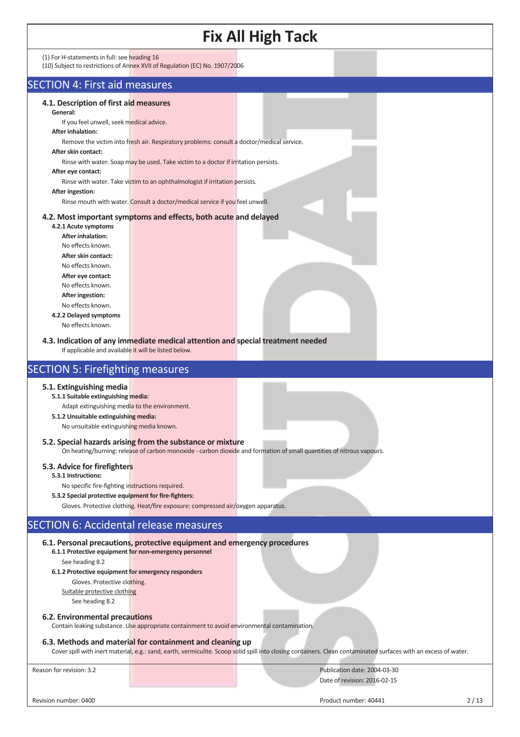(1) For H-statements in full: see heading 16
(10) Subject to restrictions of Annex XVII of Regulation (EC) No. 1907/2006

## SECTION 4: First aid measures

### 4.1. Description of first aid measures

**General:**

If you feel unwell, seek medical advice.

**After inhalation:**

Remove the victim into fresh air. Respiratory problems: consult a doctor/medical service.

**After skin contact:**

Rinse with water. Soap may be used. Take victim to a doctor if irritation persists.

**After eye contact:**

Rinse with water. Take victim to an ophthalmologist if irritation persists.

**After ingestion:**

Rinse mouth with water. Consult a doctor/medical service if you feel unwell.

### 4.2. Most important symptoms and effects, both acute and delayed

**4.2.1 Acute symptoms**

**After inhalation:**

No effects known.

**After skin contact:**

No effects known.

**After eye contact:**

No effects known.

**After ingestion:**

No effects known.

**4.2.2 Delayed symptoms**

No effects known.

### 4.3. Indication of any immediate medical attention and special treatment needed

If applicable and available it will be listed below.

## SECTION 5: Firefighting measures

### 5.1. Extinguishing media

**5.1.1 Suitable extinguishing media:**

Adapt extinguishing media to the environment.

**5.1.2 Unsuitable extinguishing media:**

No unsuitable extinguishing media known.

### 5.2. Special hazards arising from the substance or mixture

On heating/burning: release of carbon monoxide - carbon dioxide and formation of small quantities of nitrous vapours.

### 5.3. Advice for firefighters

**5.3.1 Instructions:**

No specific fire-fighting instructions required.

**5.3.2 Special protective equipment for fire-fighters:**

Gloves. Protective clothing. Heat/fire exposure: compressed air/oxygen apparatus.

## SECTION 6: Accidental release measures

### 6.1. Personal precautions, protective equipment and emergency procedures

**6.1.1 Protective equipment for non-emergency personnel**

See heading 8.2

**6.1.2 Protective equipment for emergency responders**

Gloves. Protective clothing.

Suitable protective clothing

See heading 8.2

### 6.2. Environmental precautions

Contain leaking substance. Use appropriate containment to avoid environmental contamination.

### 6.3. Methods and material for containment and cleaning up

Cover spill with inert material, e.g.: sand, earth, vermiculite. Scoop solid spill into closing containers. Clean contaminated surfaces with an excess of water.

Reason for revision: 3.2

Publication date: 2004-03-30
Date of revision: 2016-02-15

Revision number: 0400

Product number: 40441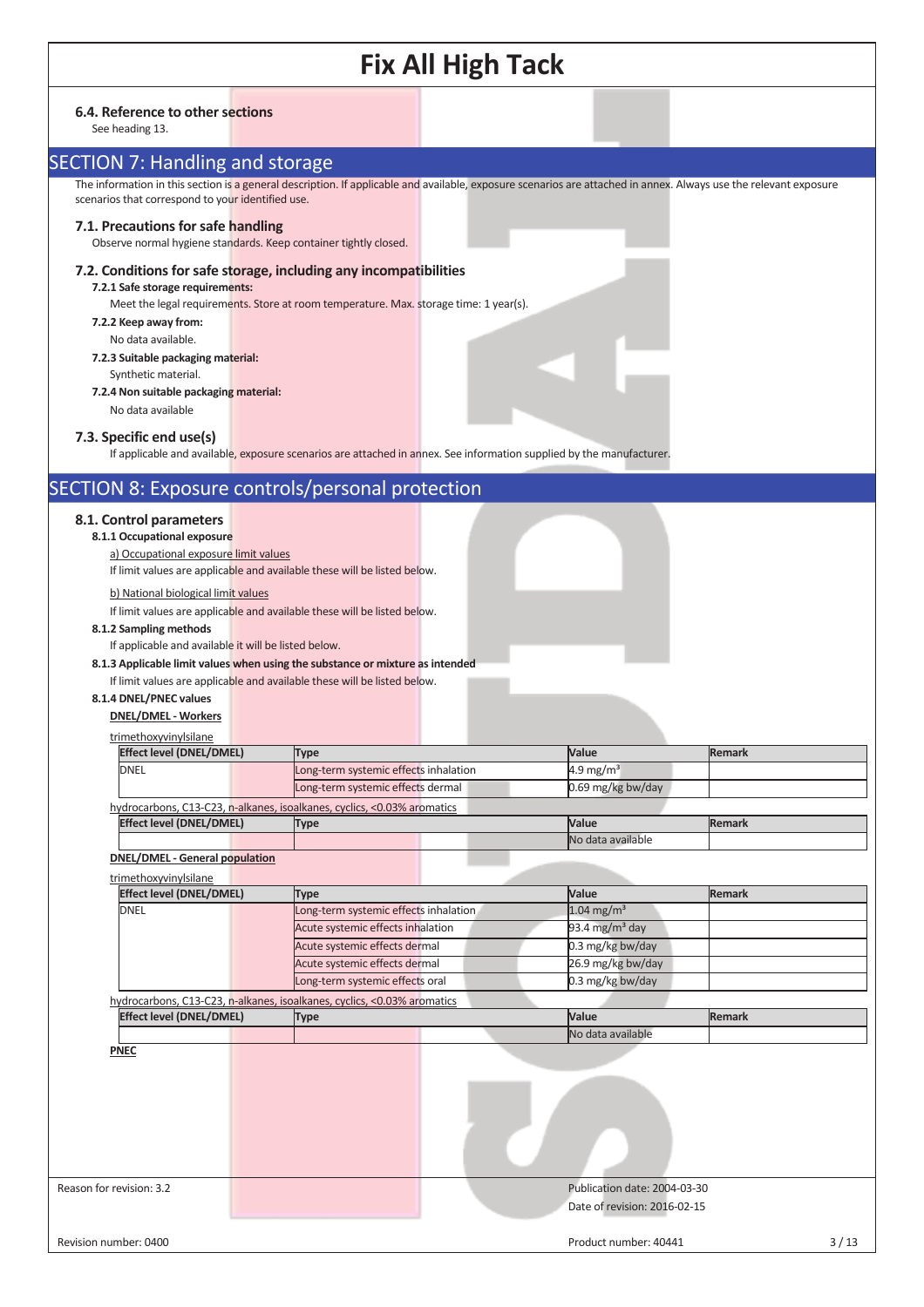#### 6.4. Reference to other sections

See heading 13.

## SECTION 7: Handling and storage

The information in this section is a general description. If applicable and available, exposure scenarios are attached in annex. Always use the relevant exposure scenarios that correspond to your identified use.

#### 7.1. Precautions for safe handling

Observe normal hygiene standards. Keep container tightly closed.

#### 7.2. Conditions for safe storage, including any incompatibilities

**7.2.1 Safe storage requirements:**

Meet the legal requirements. Store at room temperature. Max. storage time: 1 year(s).

**7.2.2 Keep away from:**

No data available.

**7.2.3 Suitable packaging material:**

Synthetic material.

**7.2.4 Non suitable packaging material:**

No data available

#### 7.3. Specific end use(s)

If applicable and available, exposure scenarios are attached in annex. See information supplied by the manufacturer.

## SECTION 8: Exposure controls/personal protection

#### 8.1. Control parameters

**8.1.1 Occupational exposure**

a) Occupational exposure limit values

If limit values are applicable and available these will be listed below.

b) National biological limit values

If limit values are applicable and available these will be listed below.

**8.1.2 Sampling methods**

If applicable and available it will be listed below.

**8.1.3 Applicable limit values when using the substance or mixture as intended**

If limit values are applicable and available these will be listed below.

**8.1.4 DNEL/PNEC values**

**DNEL/DMEL - Workers**

trimethoxyvinylsilane

| Effect level (DNEL/DMEL) | Type | Value | Remark |
|---|---|---|---|
| DNEL | Long-term systemic effects inhalation | 4.9 mg/m³ | |
| | Long-term systemic effects dermal | 0.69 mg/kg bw/day | |

hydrocarbons, C13-C23, n-alkanes, isoalkanes, cyclics, <0.03% aromatics

| Effect level (DNEL/DMEL) | Type | Value | Remark |
|---|---|---|---|
| | | No data available | |

**DNEL/DMEL - General population**

trimethoxyvinylsilane

| Effect level (DNEL/DMEL) | Type | Value | Remark |
|---|---|---|---|
| DNEL | Long-term systemic effects inhalation | 1.04 mg/m³ | |
| | Acute systemic effects inhalation | 93.4 mg/m³ day | |
| | Acute systemic effects dermal | 0.3 mg/kg bw/day | |
| | Acute systemic effects dermal | 26.9 mg/kg bw/day | |
| | Long-term systemic effects oral | 0.3 mg/kg bw/day | |

hydrocarbons, C13-C23, n-alkanes, isoalkanes, cyclics, <0.03% aromatics

| Effect level (DNEL/DMEL) | Type | Value | Remark |
|---|---|---|---|
| | | No data available | |

**PNEC**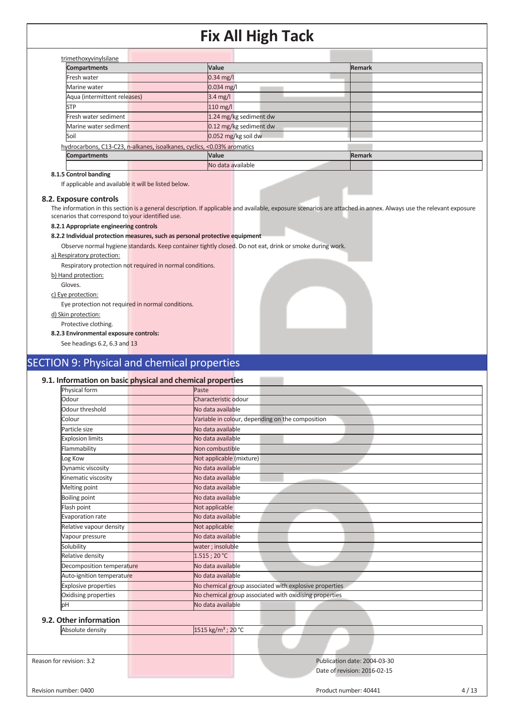trimethoxyvinylsilane

| Compartments | Value | Remark |
|---|---|---|
| Fresh water | 0.34 mg/l | |
| Marine water | 0.034 mg/l | |
| Aqua (intermittent releases) | 3.4 mg/l | |
| STP | 110 mg/l | |
| Fresh water sediment | 1.24 mg/kg sediment dw | |
| Marine water sediment | 0.12 mg/kg sediment dw | |
| Soil | 0.052 mg/kg soil dw | |

hydrocarbons, C13-C23, n-alkanes, isoalkanes, cyclics, <0.03% aromatics

| Compartments | Value | Remark |
|---|---|---|
| | No data available | |

#### 8.1.5 Control banding

If applicable and available it will be listed below.

### 8.2. Exposure controls

The information in this section is a general description. If applicable and available, exposure scenarios are attached in annex. Always use the relevant exposure scenarios that correspond to your identified use.

#### 8.2.1 Appropriate engineering controls

#### 8.2.2 Individual protection measures, such as personal protective equipment

Observe normal hygiene standards. Keep container tightly closed. Do not eat, drink or smoke during work.

a) Respiratory protection:

Respiratory protection not required in normal conditions.

b) Hand protection:

Gloves.

c) Eye protection:

Eye protection not required in normal conditions.

d) Skin protection:

Protective clothing.

#### 8.2.3 Environmental exposure controls:

See headings 6.2, 6.3 and 13

## SECTION 9: Physical and chemical properties

### 9.1. Information on basic physical and chemical properties

| Property | Value |
|---|---|
| Physical form | Paste |
| Odour | Characteristic odour |
| Odour threshold | No data available |
| Colour | Variable in colour, depending on the composition |
| Particle size | No data available |
| Explosion limits | No data available |
| Flammability | Non combustible |
| Log Kow | Not applicable (mixture) |
| Dynamic viscosity | No data available |
| Kinematic viscosity | No data available |
| Melting point | No data available |
| Boiling point | No data available |
| Flash point | Not applicable |
| Evaporation rate | No data available |
| Relative vapour density | Not applicable |
| Vapour pressure | No data available |
| Solubility | water ; insoluble |
| Relative density | 1.515 ; 20 °C |
| Decomposition temperature | No data available |
| Auto-ignition temperature | No data available |
| Explosive properties | No chemical group associated with explosive properties |
| Oxidising properties | No chemical group associated with oxidising properties |
| pH | No data available |

### 9.2. Other information

| Property | Value |
|---|---|
| Absolute density | 1515 kg/m³ ; 20 °C |

Reason for revision: 3.2

Publication date: 2004-03-30

Date of revision: 2016-02-15

Revision number: 0400

Product number: 40441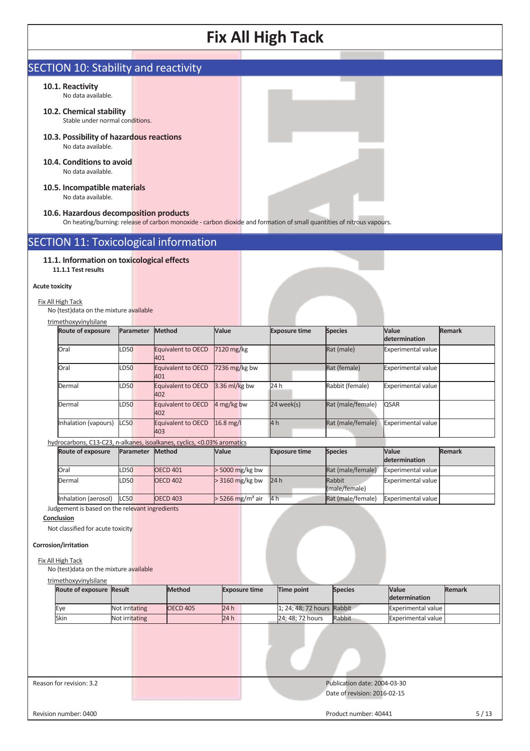## SECTION 10: Stability and reactivity

### 10.1. Reactivity

No data available.

### 10.2. Chemical stability

Stable under normal conditions.

### 10.3. Possibility of hazardous reactions

No data available.

### 10.4. Conditions to avoid

No data available.

### 10.5. Incompatible materials

No data available.

### 10.6. Hazardous decomposition products

On heating/burning: release of carbon monoxide - carbon dioxide and formation of small quantities of nitrous vapours.

## SECTION 11: Toxicological information

### 11.1. Information on toxicological effects

**11.1.1 Test results**

**Acute toxicity**

Fix All High Tack

No (test)data on the mixture available

trimethoxyvinylsilane

| Route of exposure | Parameter | Method | Value | Exposure time | Species | Value determination | Remark |
|---|---|---|---|---|---|---|---|
| Oral | LD50 | Equivalent to OECD 401 | 7120 mg/kg | | Rat (male) | Experimental value | |
| Oral | LD50 | Equivalent to OECD 401 | 7236 mg/kg bw | | Rat (female) | Experimental value | |
| Dermal | LD50 | Equivalent to OECD 402 | 3.36 ml/kg bw | 24 h | Rabbit (female) | Experimental value | |
| Dermal | LD50 | Equivalent to OECD 402 | 4 mg/kg bw | 24 week(s) | Rat (male/female) | QSAR | |
| Inhalation (vapours) | LC50 | Equivalent to OECD 403 | 16.8 mg/l | 4 h | Rat (male/female) | Experimental value | |

hydrocarbons, C13-C23, n-alkanes, isoalkanes, cyclics, <0.03% aromatics

| Route of exposure | Parameter | Method | Value | Exposure time | Species | Value determination | Remark |
|---|---|---|---|---|---|---|---|
| Oral | LD50 | OECD 401 | > 5000 mg/kg bw | | Rat (male/female) | Experimental value | |
| Dermal | LD50 | OECD 402 | > 3160 mg/kg bw | 24 h | Rabbit (male/female) | Experimental value | |
| Inhalation (aerosol) | LC50 | OECD 403 | > 5266 mg/m³ air | 4 h | Rat (male/female) | Experimental value | |

Judgement is based on the relevant ingredients

**Conclusion**

Not classified for acute toxicity

**Corrosion/irritation**

Fix All High Tack

No (test)data on the mixture available

trimethoxyvinylsilane

| Route of exposure | Result | Method | Exposure time | Time point | Species | Value determination | Remark |
|---|---|---|---|---|---|---|---|
| Eye | Not irritating | OECD 405 | 24 h | 1; 24; 48; 72 hours | Rabbit | Experimental value | |
| Skin | Not irritating | | 24 h | 24; 48; 72 hours | Rabbit | Experimental value | |

Reason for revision: 3.2

Publication date: 2004-03-30

Date of revision: 2016-02-15

Revision number: 0400

Product number: 40441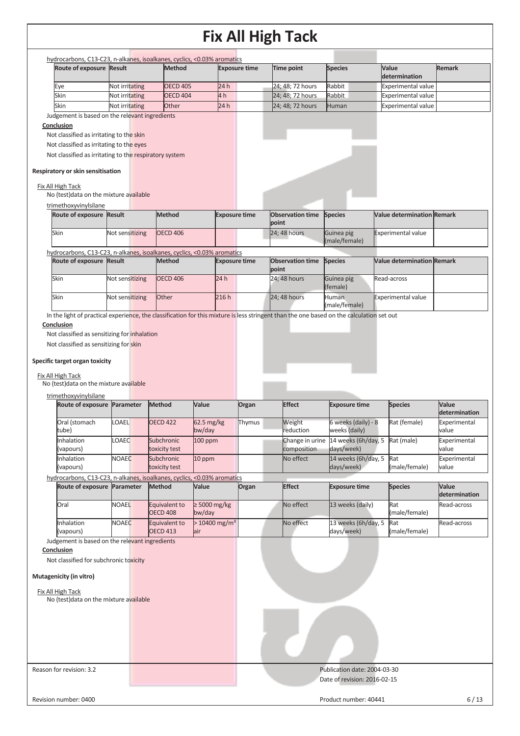hydrocarbons, C13-C23, n-alkanes, isoalkanes, cyclics, <0.03% aromatics

| Route of exposure | Result | Method | Exposure time | Time point | Species | Value determination | Remark |
|---|---|---|---|---|---|---|---|
| Eye | Not irritating | OECD 405 | 24 h | 24; 48; 72 hours | Rabbit | Experimental value | |
| Skin | Not irritating | OECD 404 | 4 h | 24; 48; 72 hours | Rabbit | Experimental value | |
| Skin | Not irritating | Other | 24 h | 24; 48; 72 hours | Human | Experimental value | |

Judgement is based on the relevant ingredients

**Conclusion**

Not classified as irritating to the skin

Not classified as irritating to the eyes

Not classified as irritating to the respiratory system

**Respiratory or skin sensitisation**

Fix All High Tack

No (test)data on the mixture available

trimethoxyvinylsilane

| Route of exposure | Result | Method | Exposure time | Observation time point | Species | Value determination | Remark |
|---|---|---|---|---|---|---|---|
| Skin | Not sensitizing | OECD 406 | | 24; 48 hours | Guinea pig (male/female) | Experimental value | |

hydrocarbons, C13-C23, n-alkanes, isoalkanes, cyclics, <0.03% aromatics

| Route of exposure | Result | Method | Exposure time | Observation time point | Species | Value determination | Remark |
|---|---|---|---|---|---|---|---|
| Skin | Not sensitizing | OECD 406 | 24 h | 24; 48 hours | Guinea pig (female) | Read-across | |
| Skin | Not sensitizing | Other | 216 h | 24; 48 hours | Human (male/female) | Experimental value | |

In the light of practical experience, the classification for this mixture is less stringent than the one based on the calculation set out

**Conclusion**

Not classified as sensitizing for inhalation

Not classified as sensitizing for skin

**Specific target organ toxicity**

Fix All High Tack

No (test)data on the mixture available

trimethoxyvinylsilane

| Route of exposure | Parameter | Method | Value | Organ | Effect | Exposure time | Species | Value determination |
|---|---|---|---|---|---|---|---|---|
| Oral (stomach tube) | LOAEL | OECD 422 | 62.5 mg/kg bw/day | Thymus | Weight reduction | 6 weeks (daily) - 8 weeks (daily) | Rat (female) | Experimental value |
| Inhalation (vapours) | LOAEC | Subchronic toxicity test | 100 ppm | | Change in urine composition | 14 weeks (6h/day, 5 days/week) | Rat (male) | Experimental value |
| Inhalation (vapours) | NOAEC | Subchronic toxicity test | 10 ppm | | No effect | 14 weeks (6h/day, 5 days/week) | Rat (male/female) | Experimental value |

hydrocarbons, C13-C23, n-alkanes, isoalkanes, cyclics, <0.03% aromatics

| Route of exposure | Parameter | Method | Value | Organ | Effect | Exposure time | Species | Value determination |
|---|---|---|---|---|---|---|---|---|
| Oral | NOAEL | Equivalent to OECD 408 | ≥ 5000 mg/kg bw/day | | No effect | 13 weeks (daily) | Rat (male/female) | Read-across |
| Inhalation (vapours) | NOAEC | Equivalent to OECD 413 | > 10400 mg/m³ air | | No effect | 13 weeks (6h/day, 5 days/week) | Rat (male/female) | Read-across |

Judgement is based on the relevant ingredients

**Conclusion**

Not classified for subchronic toxicity

**Mutagenicity (in vitro)**

Fix All High Tack

No (test)data on the mixture available

Reason for revision: 3.2

Publication date: 2004-03-30

Date of revision: 2016-02-15

Revision number: 0400

Product number: 40441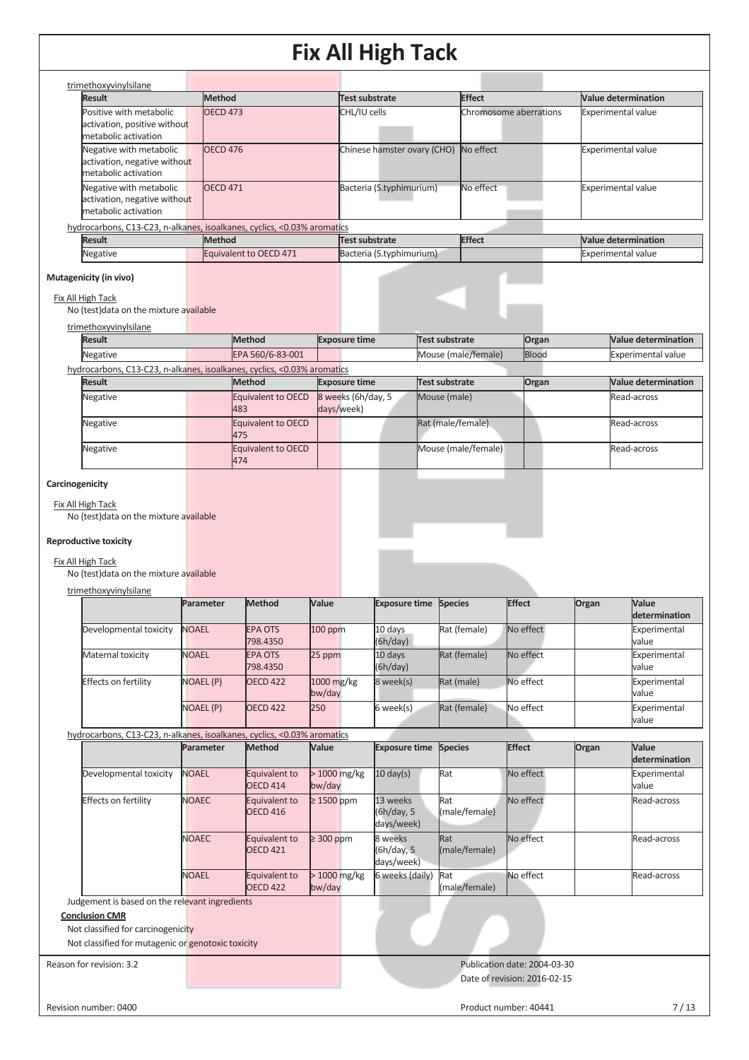trimethoxyvinylsilane

| Result | Method | Test substrate | Effect | Value determination |
|---|---|---|---|---|
| Positive with metabolic activation, positive without metabolic activation | OECD 473 | CHL/IU cells | Chromosome aberrations | Experimental value |
| Negative with metabolic activation, negative without metabolic activation | OECD 476 | Chinese hamster ovary (CHO) | No effect | Experimental value |
| Negative with metabolic activation, negative without metabolic activation | OECD 471 | Bacteria (S.typhimurium) | No effect | Experimental value |

hydrocarbons, C13-C23, n-alkanes, isoalkanes, cyclics, <0.03% aromatics

| Result | Method | Test substrate | Effect | Value determination |
|---|---|---|---|---|
| Negative | Equivalent to OECD 471 | Bacteria (S.typhimurium) | | Experimental value |

**Mutagenicity (in vivo)**

Fix All High Tack

No (test)data on the mixture available

trimethoxyvinylsilane

| Result | Method | Exposure time | Test substrate | Organ | Value determination |
|---|---|---|---|---|---|
| Negative | EPA 560/6-83-001 | | Mouse (male/female) | Blood | Experimental value |

hydrocarbons, C13-C23, n-alkanes, isoalkanes, cyclics, <0.03% aromatics

| Result | Method | Exposure time | Test substrate | Organ | Value determination |
|---|---|---|---|---|---|
| Negative | Equivalent to OECD 483 | 8 weeks (6h/day, 5 days/week) | Mouse (male) | | Read-across |
| Negative | Equivalent to OECD 475 | | Rat (male/female) | | Read-across |
| Negative | Equivalent to OECD 474 | | Mouse (male/female) | | Read-across |

**Carcinogenicity**

Fix All High Tack

No (test)data on the mixture available

**Reproductive toxicity**

Fix All High Tack

No (test)data on the mixture available

trimethoxyvinylsilane

| | Parameter | Method | Value | Exposure time | Species | Effect | Organ | Value determination |
|---|---|---|---|---|---|---|---|---|
| Developmental toxicity | NOAEL | EPA OTS 798.4350 | 100 ppm | 10 days (6h/day) | Rat (female) | No effect | | Experimental value |
| Maternal toxicity | NOAEL | EPA OTS 798.4350 | 25 ppm | 10 days (6h/day) | Rat (female) | No effect | | Experimental value |
| Effects on fertility | NOAEL (P) | OECD 422 | 1000 mg/kg bw/day | 8 week(s) | Rat (male) | No effect | | Experimental value |
| | NOAEL (P) | OECD 422 | 250 | 6 week(s) | Rat (female) | No effect | | Experimental value |

hydrocarbons, C13-C23, n-alkanes, isoalkanes, cyclics, <0.03% aromatics

| | Parameter | Method | Value | Exposure time | Species | Effect | Organ | Value determination |
|---|---|---|---|---|---|---|---|---|
| Developmental toxicity | NOAEL | Equivalent to OECD 414 | > 1000 mg/kg bw/day | 10 day(s) | Rat | No effect | | Experimental value |
| Effects on fertility | NOAEC | Equivalent to OECD 416 | ≥ 1500 ppm | 13 weeks (6h/day, 5 days/week) | Rat (male/female) | No effect | | Read-across |
| | NOAEC | Equivalent to OECD 421 | ≥ 300 ppm | 8 weeks (6h/day, 5 days/week) | Rat (male/female) | No effect | | Read-across |
| | NOAEL | Equivalent to OECD 422 | > 1000 mg/kg bw/day | 6 weeks (daily) | Rat (male/female) | No effect | | Read-across |

Judgement is based on the relevant ingredients

**Conclusion CMR**

Not classified for carcinogenicity

Not classified for mutagenic or genotoxic toxicity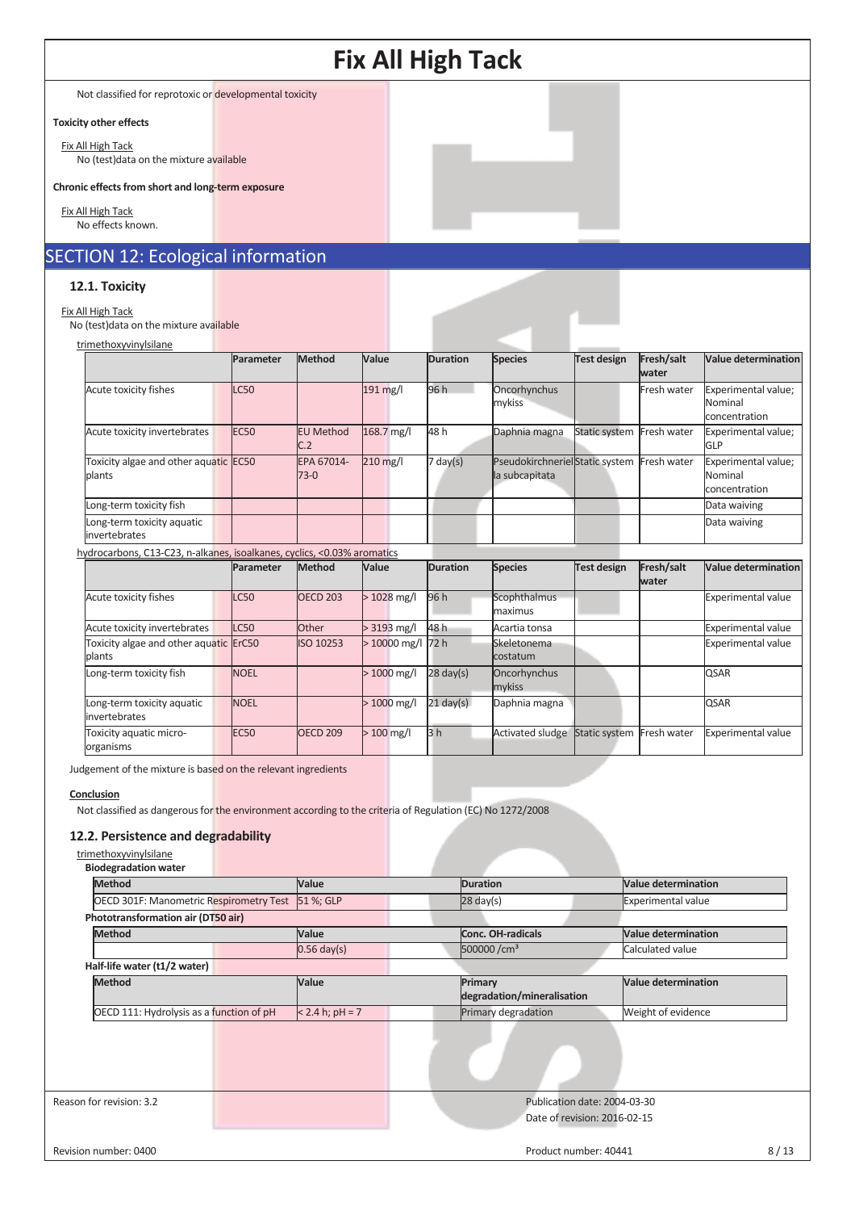Not classified for reprotoxic or developmental toxicity

**Toxicity other effects**

Fix All High Tack
No (test)data on the mixture available

**Chronic effects from short and long-term exposure**

Fix All High Tack
No effects known.

# SECTION 12: Ecological information

## 12.1. Toxicity

Fix All High Tack
No (test)data on the mixture available

trimethoxyvinylsilane

| | Parameter | Method | Value | Duration | Species | Test design | Fresh/salt water | Value determination |
|---|---|---|---|---|---|---|---|---|
| Acute toxicity fishes | LC50 | | 191 mg/l | 96 h | Oncorhynchus mykiss | | Fresh water | Experimental value; Nominal concentration |
| Acute toxicity invertebrates | EC50 | EU Method C.2 | 168.7 mg/l | 48 h | Daphnia magna | Static system | Fresh water | Experimental value; GLP |
| Toxicity algae and other aquatic plants | EC50 | EPA 67014-73-0 | 210 mg/l | 7 day(s) | Pseudokirchneriella subcapitata | Static system | Fresh water | Experimental value; Nominal concentration |
| Long-term toxicity fish | | | | | | | | Data waiving |
| Long-term toxicity aquatic invertebrates | | | | | | | | Data waiving |

hydrocarbons, C13-C23, n-alkanes, isoalkanes, cyclics, <0.03% aromatics

| | Parameter | Method | Value | Duration | Species | Test design | Fresh/salt water | Value determination |
|---|---|---|---|---|---|---|---|---|
| Acute toxicity fishes | LC50 | OECD 203 | > 1028 mg/l | 96 h | Scophthalmus maximus | | | Experimental value |
| Acute toxicity invertebrates | LC50 | Other | > 3193 mg/l | 48 h | Acartia tonsa | | | Experimental value |
| Toxicity algae and other aquatic plants | ErC50 | ISO 10253 | > 10000 mg/l | 72 h | Skeletonema costatum | | | Experimental value |
| Long-term toxicity fish | NOEL | | > 1000 mg/l | 28 day(s) | Oncorhynchus mykiss | | | QSAR |
| Long-term toxicity aquatic invertebrates | NOEL | | > 1000 mg/l | 21 day(s) | Daphnia magna | | | QSAR |
| Toxicity aquatic micro-organisms | EC50 | OECD 209 | > 100 mg/l | 3 h | Activated sludge | Static system | Fresh water | Experimental value |

Judgement of the mixture is based on the relevant ingredients

**Conclusion**

Not classified as dangerous for the environment according to the criteria of Regulation (EC) No 1272/2008

## 12.2. Persistence and degradability

trimethoxyvinylsilane

**Biodegradation water**

| Method | Value | Duration | Value determination |
|---|---|---|---|
| OECD 301F: Manometric Respirometry Test | 51 %; GLP | 28 day(s) | Experimental value |

**Phototransformation air (DT50 air)**

| Method | Value | Conc. OH-radicals | Value determination |
|---|---|---|---|
| | 0.56 day(s) | 500000 /cm³ | Calculated value |

**Half-life water (t1/2 water)**

| Method | Value | Primary degradation/mineralisation | Value determination |
|---|---|---|---|
| OECD 111: Hydrolysis as a function of pH | < 2.4 h; pH = 7 | Primary degradation | Weight of evidence |

Reason for revision: 3.2

Publication date: 2004-03-30
Date of revision: 2016-02-15

Revision number: 0400

Product number: 40441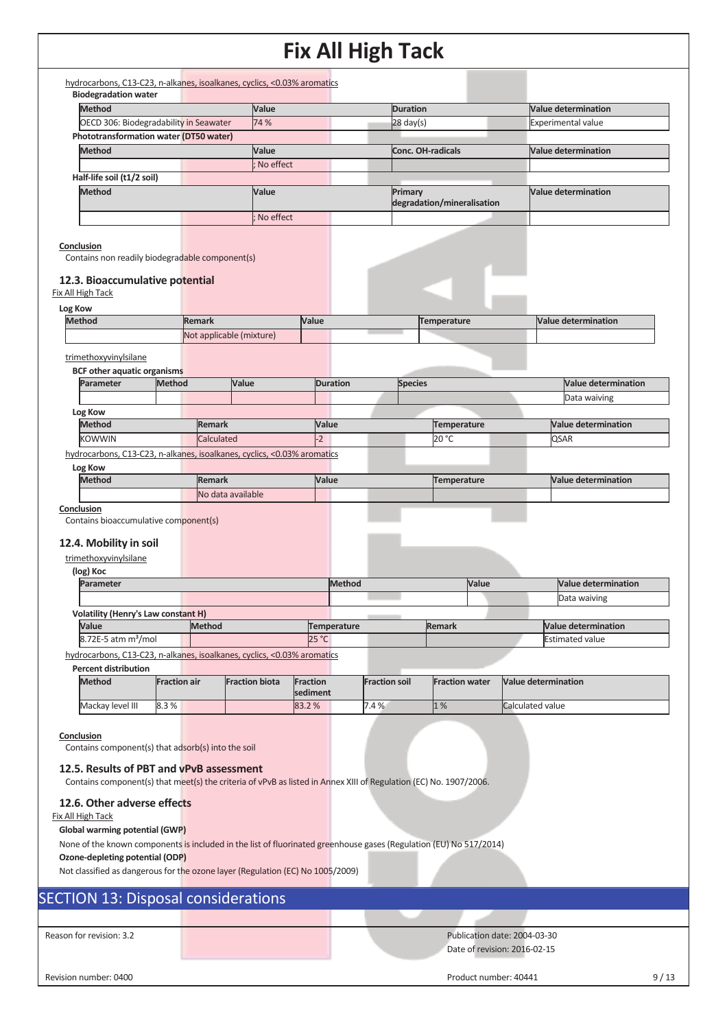hydrocarbons, C13-C23, n-alkanes, isoalkanes, cyclics, <0.03% aromatics

**Biodegradation water**

| Method | Value | Duration | Value determination |
| --- | --- | --- | --- |
| OECD 306: Biodegradability in Seawater | 74 % | 28 day(s) | Experimental value |

**Phototransformation water (DT50 water)**

| Method | Value | Conc. OH-radicals | Value determination |
| --- | --- | --- | --- |
| | ; No effect | | |

**Half-life soil (t1/2 soil)**

| Method | Value | Primary degradation/mineralisation | Value determination |
| --- | --- | --- | --- |
| | ; No effect | | |

**Conclusion**

Contains non readily biodegradable component(s)

### 12.3. Bioaccumulative potential

Fix All High Tack

**Log Kow**

| Method | Remark | Value | Temperature | Value determination |
| --- | --- | --- | --- | --- |
| | Not applicable (mixture) | | | |

trimethoxyvinylsilane

**BCF other aquatic organisms**

| Parameter | Method | Value | Duration | Species | Value determination |
| --- | --- | --- | --- | --- | --- |
| | | | | | Data waiving |

**Log Kow**

| Method | Remark | Value | Temperature | Value determination |
| --- | --- | --- | --- | --- |
| KOWWIN | Calculated | -2 | 20 °C | QSAR |

hydrocarbons, C13-C23, n-alkanes, isoalkanes, cyclics, <0.03% aromatics

**Log Kow**

| Method | Remark | Value | Temperature | Value determination |
| --- | --- | --- | --- | --- |
| | No data available | | | |

**Conclusion**

Contains bioaccumulative component(s)

### 12.4. Mobility in soil

trimethoxyvinylsilane

**(log) Koc**

| Parameter | Method | Value | Value determination |
| --- | --- | --- | --- |
| | | | Data waiving |

**Volatility (Henry's Law constant H)**

| Value | Method | Temperature | Remark | Value determination |
| --- | --- | --- | --- | --- |
| 8.72E-5 atm m³/mol | | 25 °C | | Estimated value |

hydrocarbons, C13-C23, n-alkanes, isoalkanes, cyclics, <0.03% aromatics

**Percent distribution**

| Method | Fraction air | Fraction biota | Fraction sediment | Fraction soil | Fraction water | Value determination |
| --- | --- | --- | --- | --- | --- | --- |
| Mackay level III | 8.3 % | | 83.2 % | 7.4 % | 1 % | Calculated value |

**Conclusion**

Contains component(s) that adsorb(s) into the soil

### 12.5. Results of PBT and vPvB assessment

Contains component(s) that meet(s) the criteria of vPvB as listed in Annex XIII of Regulation (EC) No. 1907/2006.

### 12.6. Other adverse effects

Fix All High Tack

**Global warming potential (GWP)**

None of the known components is included in the list of fluorinated greenhouse gases (Regulation (EU) No 517/2014)

**Ozone-depleting potential (ODP)**

Not classified as dangerous for the ozone layer (Regulation (EC) No 1005/2009)

## SECTION 13: Disposal considerations

Reason for revision: 3.2

Publication date: 2004-03-30

Date of revision: 2016-02-15

Revision number: 0400

Product number: 40441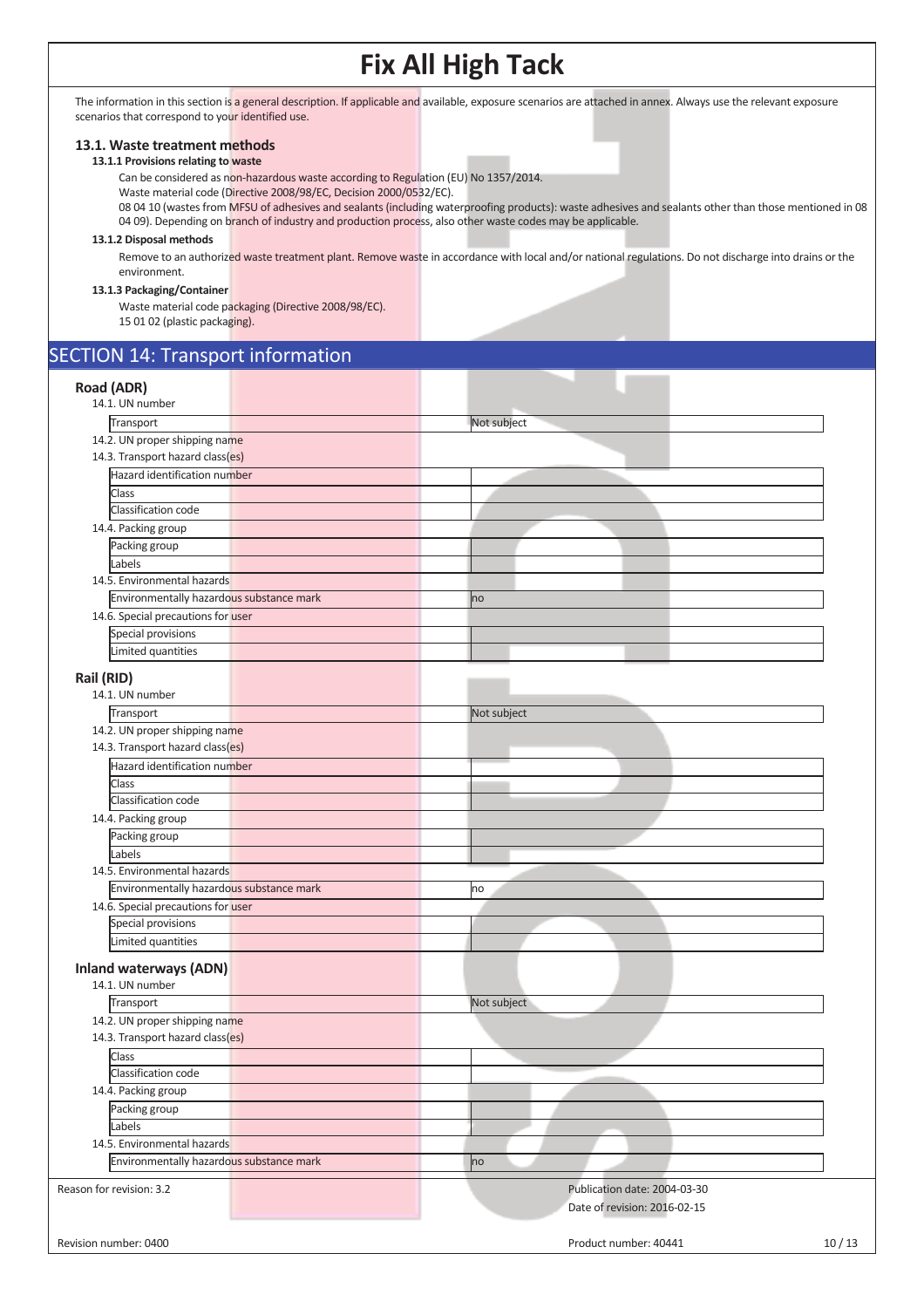The information in this section is a general description. If applicable and available, exposure scenarios are attached in annex. Always use the relevant exposure scenarios that correspond to your identified use.

### 13.1. Waste treatment methods

#### 13.1.1 Provisions relating to waste

Can be considered as non-hazardous waste according to Regulation (EU) No 1357/2014.
Waste material code (Directive 2008/98/EC, Decision 2000/0532/EC).
08 04 10 (wastes from MFSU of adhesives and sealants (including waterproofing products): waste adhesives and sealants other than those mentioned in 08 04 09). Depending on branch of industry and production process, also other waste codes may be applicable.

#### 13.1.2 Disposal methods

Remove to an authorized waste treatment plant. Remove waste in accordance with local and/or national regulations. Do not discharge into drains or the environment.

#### 13.1.3 Packaging/Container

Waste material code packaging (Directive 2008/98/EC).
15 01 02 (plastic packaging).

## SECTION 14: Transport information

### Road (ADR)

14.1. UN number

| Transport | Not subject |
|---|---|

14.2. UN proper shipping name

14.3. Transport hazard class(es)

| Hazard identification number | |
|---|---|
| Class | |
| Classification code | |

14.4. Packing group

| Packing group | |
|---|---|
| Labels | |

14.5. Environmental hazards

| Environmentally hazardous substance mark | no |
|---|---|

14.6. Special precautions for user

| Special provisions | |
|---|---|
| Limited quantities | |

### Rail (RID)

14.1. UN number

| Transport | Not subject |
|---|---|

14.2. UN proper shipping name

14.3. Transport hazard class(es)

| Hazard identification number | |
|---|---|
| Class | |
| Classification code | |

14.4. Packing group

| Packing group | |
|---|---|
| Labels | |

14.5. Environmental hazards

| Environmentally hazardous substance mark | no |
|---|---|

14.6. Special precautions for user

| Special provisions | |
|---|---|
| Limited quantities | |

### Inland waterways (ADN)

14.1. UN number

| Transport | Not subject |
|---|---|

14.2. UN proper shipping name

14.3. Transport hazard class(es)

| Class | |
|---|---|
| Classification code | |

14.4. Packing group

| Packing group | |
|---|---|
| Labels | |

14.5. Environmental hazards

| Environmentally hazardous substance mark | no |
|---|---|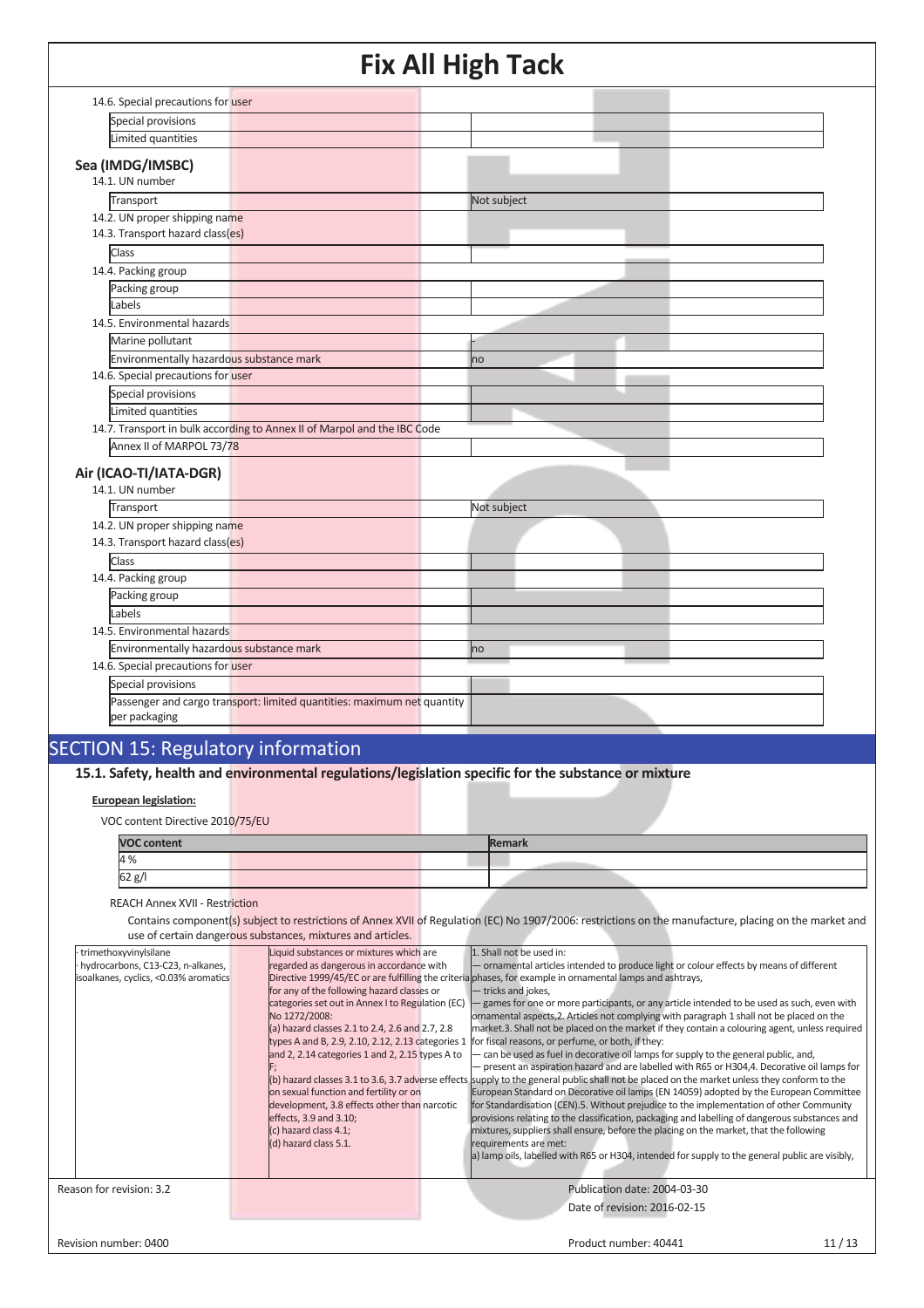14.6. Special precautions for user

| | |
|---|---|
| Special provisions | |
| Limited quantities | |

**Sea (IMDG/IMSBC)**

14.1. UN number

| | |
|---|---|
| Transport | Not subject |

14.2. UN proper shipping name

14.3. Transport hazard class(es)

| | |
|---|---|
| Class | |

14.4. Packing group

| | |
|---|---|
| Packing group | |
| Labels | |

14.5. Environmental hazards

| | |
|---|---|
| Marine pollutant | - |
| Environmentally hazardous substance mark | no |

14.6. Special precautions for user

| | |
|---|---|
| Special provisions | |
| Limited quantities | |

14.7. Transport in bulk according to Annex II of Marpol and the IBC Code

| | |
|---|---|
| Annex II of MARPOL 73/78 | |

**Air (ICAO-TI/IATA-DGR)**

14.1. UN number

| | |
|---|---|
| Transport | Not subject |

14.2. UN proper shipping name

14.3. Transport hazard class(es)

| | |
|---|---|
| Class | |

14.4. Packing group

| | |
|---|---|
| Packing group | |
| Labels | |

14.5. Environmental hazards

| | |
|---|---|
| Environmentally hazardous substance mark | no |

14.6. Special precautions for user

| | |
|---|---|
| Special provisions | |
| Passenger and cargo transport: limited quantities: maximum net quantity per packaging | |

# SECTION 15: Regulatory information

## 15.1. Safety, health and environmental regulations/legislation specific for the substance or mixture

**European legislation:**

VOC content Directive 2010/75/EU

| VOC content | Remark |
|---|---|
| 4 % | |
| 62 g/l | |

REACH Annex XVII - Restriction

Contains component(s) subject to restrictions of Annex XVII of Regulation (EC) No 1907/2006: restrictions on the manufacture, placing on the market and use of certain dangerous substances, mixtures and articles.

| | | |
|---|---|---|
| · trimethoxyvinylsilane<br>· hydrocarbons, C13-C23, n-alkanes, isoalkanes, cyclics, <0.03% aromatics | Liquid substances or mixtures which are regarded as dangerous in accordance with Directive 1999/45/EC or are fulfilling the criteria for any of the following hazard classes or categories set out in Annex I to Regulation (EC) No 1272/2008:<br>(a) hazard classes 2.1 to 2.4, 2.6 and 2.7, 2.8 types A and B, 2.9, 2.10, 2.12, 2.13 categories 1 and 2, 2.14 categories 1 and 2, 2.15 types A to F;<br>(b) hazard classes 3.1 to 3.6, 3.7 adverse effects on sexual function and fertility or on development, 3.8 effects other than narcotic effects, 3.9 and 3.10;<br>(c) hazard class 4.1;<br>(d) hazard class 5.1. | 1. Shall not be used in:<br>— ornamental articles intended to produce light or colour effects by means of different phases, for example in ornamental lamps and ashtrays,<br>— tricks and jokes,<br>— games for one or more participants, or any article intended to be used as such, even with ornamental aspects,2. Articles not complying with paragraph 1 shall not be placed on the market.3. Shall not be placed on the market if they contain a colouring agent, unless required for fiscal reasons, or perfume, or both, if they:<br>— can be used as fuel in decorative oil lamps for supply to the general public, and,<br>— present an aspiration hazard and are labelled with R65 or H304,4. Decorative oil lamps for supply to the general public shall not be placed on the market unless they conform to the European Standard on Decorative oil lamps (EN 14059) adopted by the European Committee for Standardisation (CEN).5. Without prejudice to the implementation of other Community provisions relating to the classification, packaging and labelling of dangerous substances and mixtures, suppliers shall ensure, before the placing on the market, that the following requirements are met:<br>a) lamp oils, labelled with R65 or H304, intended for supply to the general public are visibly, |

Reason for revision: 3.2

Publication date: 2004-03-30

Date of revision: 2016-02-15

Revision number: 0400

Product number: 40441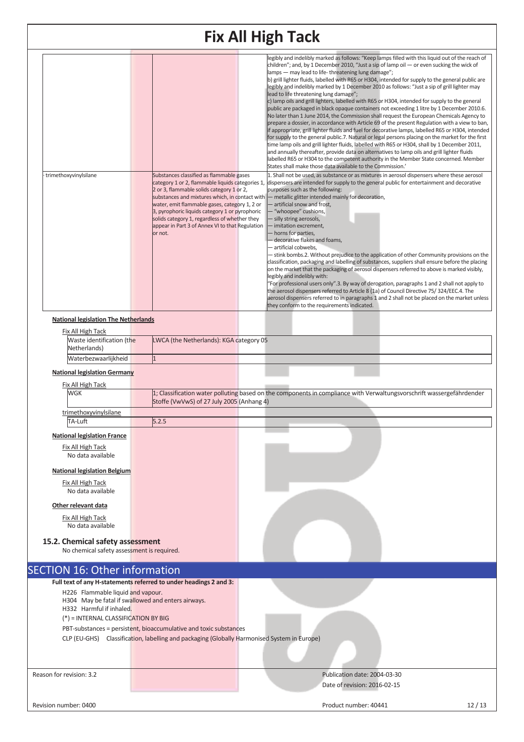| | | | |
|---|---|---|---|
| | | | legibly and indelibly marked as follows: "Keep lamps filled with this liquid out of the reach of children"; and, by 1 December 2010, "Just a sip of lamp oil — or even sucking the wick of lamps — may lead to life- threatening lung damage";<br>b) grill lighter fluids, labelled with R65 or H304, intended for supply to the general public are legibly and indelibly marked by 1 December 2010 as follows: "Just a sip of grill lighter may lead to life threatening lung damage";<br>c) lamp oils and grill lighters, labelled with R65 or H304, intended for supply to the general public are packaged in black opaque containers not exceeding 1 litre by 1 December 2010.6. No later than 1 June 2014, the Commission shall request the European Chemicals Agency to prepare a dossier, in accordance with Article 69 of the present Regulation with a view to ban, if appropriate, grill lighter fluids and fuel for decorative lamps, labelled R65 or H304, intended for supply to the general public.7. Natural or legal persons placing on the market for the first time lamp oils and grill lighter fluids, labelled with R65 or H304, shall by 1 December 2011, and annually thereafter, provide data on alternatives to lamp oils and grill lighter fluids labelled R65 or H304 to the competent authority in the Member State concerned. Member States shall make those data available to the Commission.' |
| · trimethoxyvinylsilane | | Substances classified as flammable gases category 1 or 2, flammable liquids categories 1, 2 or 3, flammable solids category 1 or 2, substances and mixtures which, in contact with water, emit flammable gases, category 1, 2 or 3, pyrophoric liquids category 1 or pyrophoric solids category 1, regardless of whether they appear in Part 3 of Annex VI to that Regulation or not. | 1. Shall not be used, as substance or as mixtures in aerosol dispensers where these aerosol dispensers are intended for supply to the general public for entertainment and decorative purposes such as the following:<br>— metallic glitter intended mainly for decoration,<br>— artificial snow and frost,<br>— "whoopee" cushions,<br>— silly string aerosols,<br>— imitation excrement,<br>— horns for parties,<br>— decorative flakes and foams,<br>— artificial cobwebs,<br>— stink bombs.2. Without prejudice to the application of other Community provisions on the classification, packaging and labelling of substances, suppliers shall ensure before the placing on the market that the packaging of aerosol dispensers referred to above is marked visibly, legibly and indelibly with:<br>"For professional users only".3. By way of derogation, paragraphs 1 and 2 shall not apply to the aerosol dispensers referred to Article 8 (1a) of Council Directive 75/ 324/EEC.4. The aerosol dispensers referred to in paragraphs 1 and 2 shall not be placed on the market unless they conform to the requirements indicated. |

**National legislation The Netherlands**

Fix All High Tack

| | |
|---|---|
| Waste identification (the Netherlands) | LWCA (the Netherlands): KGA category 05 |
| Waterbezwaarlijkheid | 1 |

**National legislation Germany**

Fix All High Tack

| | |
|---|---|
| WGK | 1; Classification water polluting based on the components in compliance with Verwaltungsvorschrift wassergefährdender Stoffe (VwVwS) of 27 July 2005 (Anhang 4) |

trimethoxyvinylsilane

| | |
|---|---|
| TA-Luft | 5.2.5 |

**National legislation France**

Fix All High Tack

No data available

**National legislation Belgium**

Fix All High Tack

No data available

**Other relevant data**

Fix All High Tack

No data available

### 15.2. Chemical safety assessment

No chemical safety assessment is required.

## SECTION 16: Other information

**Full text of any H-statements referred to under headings 2 and 3:**

H226 Flammable liquid and vapour.
H304 May be fatal if swallowed and enters airways.
H332 Harmful if inhaled.
(*) = INTERNAL CLASSIFICATION BY BIG

PBT-substances = persistent, bioaccumulative and toxic substances

CLP (EU-GHS) Classification, labelling and packaging (Globally Harmonised System in Europe)

Reason for revision: 3.2

Publication date: 2004-03-30
Date of revision: 2016-02-15

Revision number: 0400

Product number: 40441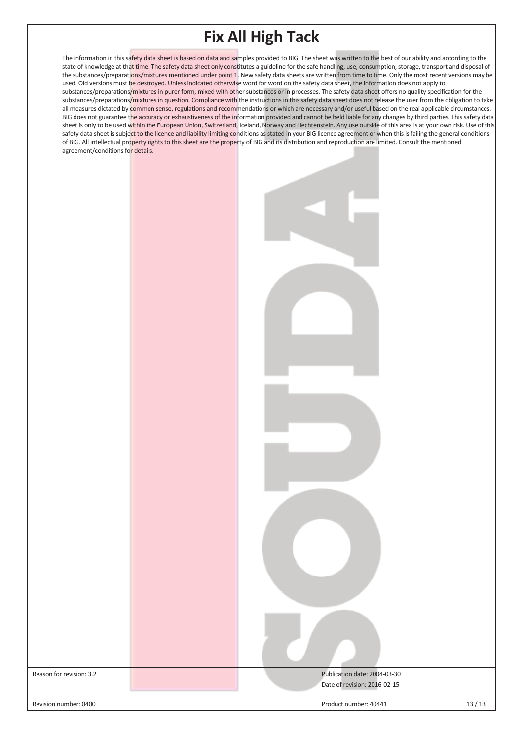The information in this safety data sheet is based on data and samples provided to BIG. The sheet was written to the best of our ability and according to the state of knowledge at that time. The safety data sheet only constitutes a guideline for the safe handling, use, consumption, storage, transport and disposal of the substances/preparations/mixtures mentioned under point 1. New safety data sheets are written from time to time. Only the most recent versions may be used. Old versions must be destroyed. Unless indicated otherwise word for word on the safety data sheet, the information does not apply to substances/preparations/mixtures in purer form, mixed with other substances or in processes. The safety data sheet offers no quality specification for the substances/preparations/mixtures in question. Compliance with the instructions in this safety data sheet does not release the user from the obligation to take all measures dictated by common sense, regulations and recommendations or which are necessary and/or useful based on the real applicable circumstances. BIG does not guarantee the accuracy or exhaustiveness of the information provided and cannot be held liable for any changes by third parties. This safety data sheet is only to be used within the European Union, Switzerland, Iceland, Norway and Liechtenstein. Any use outside of this area is at your own risk. Use of this safety data sheet is subject to the licence and liability limiting conditions as stated in your BIG licence agreement or when this is failing the general conditions of BIG. All intellectual property rights to this sheet are the property of BIG and its distribution and reproduction are limited. Consult the mentioned agreement/conditions for details.

Reason for revision: 3.2

Publication date: 2004-03-30

Date of revision: 2016-02-15

Revision number: 0400

Product number: 40441